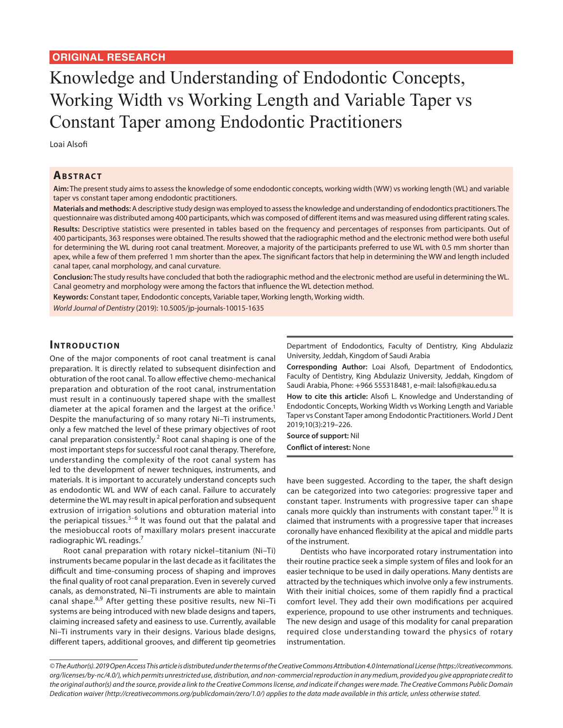ORIGINAL RESEARCH

# Knowledge and Understanding of Endodontic Concepts, Working Width vs Working Length and Variable Taper vs Constant Taper among Endodontic Practitioners

Loai Alsofi

## Abstract

**Aim:** The present study aims to assess the knowledge of some endodontic concepts, working width (WW) vs working length (WL) and variable taper vs constant taper among endodontic practitioners.

**Materials and methods:** A descriptive study design was employed to assess the knowledge and understanding of endodontics practitioners. The questionnaire was distributed among 400 participants, which was composed of different items and was measured using different rating scales.

**Results:** Descriptive statistics were presented in tables based on the frequency and percentages of responses from participants. Out of 400 participants, 363 responses were obtained. The results showed that the radiographic method and the electronic method were both useful for determining the WL during root canal treatment. Moreover, a majority of the participants preferred to use WL with 0.5 mm shorter than apex, while a few of them preferred 1 mm shorter than the apex. The significant factors that help in determining the WW and length included canal taper, canal morphology, and canal curvature.

**Conclusion:** The study results have concluded that both the radiographic method and the electronic method are useful in determining the WL. Canal geometry and morphology were among the factors that influence the WL detection method.

**Keywords:** Constant taper, Endodontic concepts, Variable taper, Working length, Working width.

*World Journal of Dentistry* (2019): 10.5005/jp-journals-10015-1635

## Introduction

One of the major components of root canal treatment is canal preparation. It is directly related to subsequent disinfection and obturation of the root canal. To allow effective chemo-mechanical preparation and obturation of the root canal, instrumentation must result in a continuously tapered shape with the smallest diameter at the apical foramen and the largest at the orifice.[1] Despite the manufacturing of so many rotary Ni–Ti instruments, only a few matched the level of these primary objectives of root canal preparation consistently.[2] Root canal shaping is one of the most important steps for successful root canal therapy. Therefore, understanding the complexity of the root canal system has led to the development of newer techniques, instruments, and materials. It is important to accurately understand concepts such as endodontic WL and WW of each canal. Failure to accurately determine the WL may result in apical perforation and subsequent extrusion of irrigation solutions and obturation material into the periapical tissues.[3–6] It was found out that the palatal and the mesiobuccal roots of maxillary molars present inaccurate radiographic WL readings.[7]

Root canal preparation with rotary nickel–titanium (Ni–Ti) instruments became popular in the last decade as it facilitates the difficult and time-consuming process of shaping and improves the final quality of root canal preparation. Even in severely curved canals, as demonstrated, Ni–Ti instruments are able to maintain canal shape.[8,9] After getting these positive results, new Ni–Ti systems are being introduced with new blade designs and tapers, claiming increased safety and easiness to use. Currently, available Ni–Ti instruments vary in their designs. Various blade designs, different tapers, additional grooves, and different tip geometries have been suggested. According to the taper, the shaft design can be categorized into two categories: progressive taper and constant taper. Instruments with progressive taper can shape canals more quickly than instruments with constant taper.[10] It is claimed that instruments with a progressive taper that increases coronally have enhanced flexibility at the apical and middle parts of the instrument.

Dentists who have incorporated rotary instrumentation into their routine practice seek a simple system of files and look for an easier technique to be used in daily operations. Many dentists are attracted by the techniques which involve only a few instruments. With their initial choices, some of them rapidly find a practical comfort level. They add their own modifications per acquired experience, propound to use other instruments and techniques. The new design and usage of this modality for canal preparation required close understanding toward the physics of rotary instrumentation.

Department of Endodontics, Faculty of Dentistry, King Abdulaziz University, Jeddah, Kingdom of Saudi Arabia

**Corresponding Author:** Loai Alsofi, Department of Endodontics, Faculty of Dentistry, King Abdulaziz University, Jeddah, Kingdom of Saudi Arabia, Phone: +966 555318481, e-mail: lalsofi@kau.edu.sa

**How to cite this article:** Alsofi L. Knowledge and Understanding of Endodontic Concepts, Working Width vs Working Length and Variable Taper vs Constant Taper among Endodontic Practitioners. World J Dent 2019;10(3):219–226.

**Source of support:** Nil

**Conflict of interest:** None

*© The Author(s). 2019 Open Access This article is distributed under the terms of the Creative Commons Attribution 4.0 International License (https://creativecommons.org/licenses/by-nc/4.0/), which permits unrestricted use, distribution, and non-commercial reproduction in any medium, provided you give appropriate credit to the original author(s) and the source, provide a link to the Creative Commons license, and indicate if changes were made. The Creative Commons Public Domain Dedication waiver (http://creativecommons.org/publicdomain/zero/1.0/) applies to the data made available in this article, unless otherwise stated.*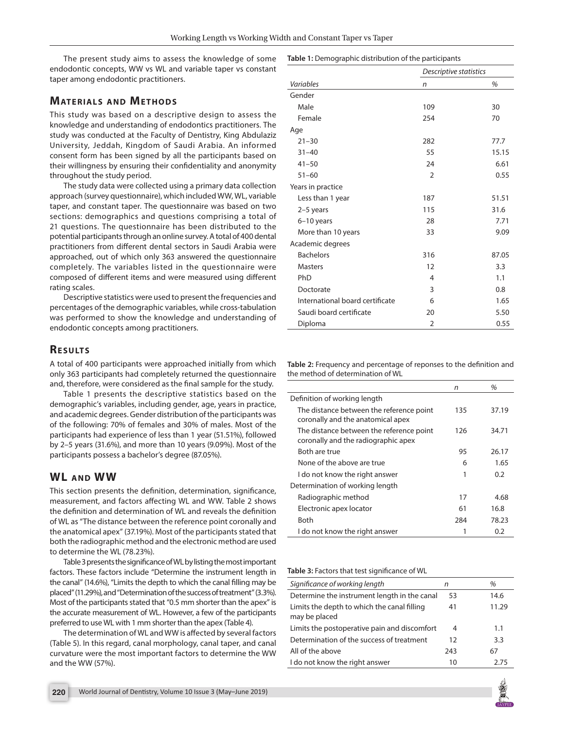The present study aims to assess the knowledge of some endodontic concepts, WW vs WL and variable taper vs constant taper among endodontic practitioners.

## Materials and Methods

This study was based on a descriptive design to assess the knowledge and understanding of endodontics practitioners. The study was conducted at the Faculty of Dentistry, King Abdulaziz University, Jeddah, Kingdom of Saudi Arabia. An informed consent form has been signed by all the participants based on their willingness by ensuring their confidentiality and anonymity throughout the study period.

The study data were collected using a primary data collection approach (survey questionnaire), which included WW, WL, variable taper, and constant taper. The questionnaire was based on two sections: demographics and questions comprising a total of 21 questions. The questionnaire has been distributed to the potential participants through an online survey. A total of 400 dental practitioners from different dental sectors in Saudi Arabia were approached, out of which only 363 answered the questionnaire completely. The variables listed in the questionnaire were composed of different items and were measured using different rating scales.

Descriptive statistics were used to present the frequencies and percentages of the demographic variables, while cross-tabulation was performed to show the knowledge and understanding of endodontic concepts among practitioners.

## Results

A total of 400 participants were approached initially from which only 363 participants had completely returned the questionnaire and, therefore, were considered as the final sample for the study.

Table 1 presents the descriptive statistics based on the demographic's variables, including gender, age, years in practice, and academic degrees. Gender distribution of the participants was of the following: 70% of females and 30% of males. Most of the participants had experience of less than 1 year (51.51%), followed by 2–5 years (31.6%), and more than 10 years (9.09%). Most of the participants possess a bachelor's degree (87.05%).

## WL and WW

This section presents the definition, determination, significance, measurement, and factors affecting WL and WW. Table 2 shows the definition and determination of WL and reveals the definition of WL as "The distance between the reference point coronally and the anatomical apex" (37.19%). Most of the participants stated that both the radiographic method and the electronic method are used to determine the WL (78.23%).

Table 3 presents the significance of WL by listing the most important factors. These factors include "Determine the instrument length in the canal" (14.6%), "Limits the depth to which the canal filling may be placed" (11.29%), and "Determination of the success of treatment" (3.3%). Most of the participants stated that "0.5 mm shorter than the apex" is the accurate measurement of WL. However, a few of the participants preferred to use WL with 1 mm shorter than the apex (Table 4).

The determination of WL and WW is affected by several factors (Table 5). In this regard, canal morphology, canal taper, and canal curvature were the most important factors to determine the WW and the WW (57%).

**Table 1:** Demographic distribution of the participants

| | *Descriptive statistics* | |
|---|---|---|
| *Variables* | *n* | *%* |
| Gender | | |
| Male | 109 | 30 |
| Female | 254 | 70 |
| Age | | |
| 21–30 | 282 | 77.7 |
| 31–40 | 55 | 15.15 |
| 41–50 | 24 | 6.61 |
| 51–60 | 2 | 0.55 |
| Years in practice | | |
| Less than 1 year | 187 | 51.51 |
| 2–5 years | 115 | 31.6 |
| 6–10 years | 28 | 7.71 |
| More than 10 years | 33 | 9.09 |
| Academic degrees | | |
| Bachelors | 316 | 87.05 |
| Masters | 12 | 3.3 |
| PhD | 4 | 1.1 |
| Doctorate | 3 | 0.8 |
| International board certificate | 6 | 1.65 |
| Saudi board certificate | 20 | 5.50 |
| Diploma | 2 | 0.55 |

**Table 2:** Frequency and percentage of reponses to the definition and the method of determination of WL

| | *n* | *%* |
|---|---|---|
| Definition of working length | | |
| The distance between the reference point coronally and the anatomical apex | 135 | 37.19 |
| The distance between the reference point coronally and the radiographic apex | 126 | 34.71 |
| Both are true | 95 | 26.17 |
| None of the above are true | 6 | 1.65 |
| I do not know the right answer | 1 | 0.2 |
| Determination of working length | | |
| Radiographic method | 17 | 4.68 |
| Electronic apex locator | 61 | 16.8 |
| Both | 284 | 78.23 |
| I do not know the right answer | 1 | 0.2 |

**Table 3:** Factors that test significance of WL

| *Significance of working length* | *n* | *%* |
|---|---|---|
| Determine the instrument length in the canal | 53 | 14.6 |
| Limits the depth to which the canal filling may be placed | 41 | 11.29 |
| Limits the postoperative pain and discomfort | 4 | 1.1 |
| Determination of the success of treatment | 12 | 3.3 |
| All of the above | 243 | 67 |
| I do not know the right answer | 10 | 2.75 |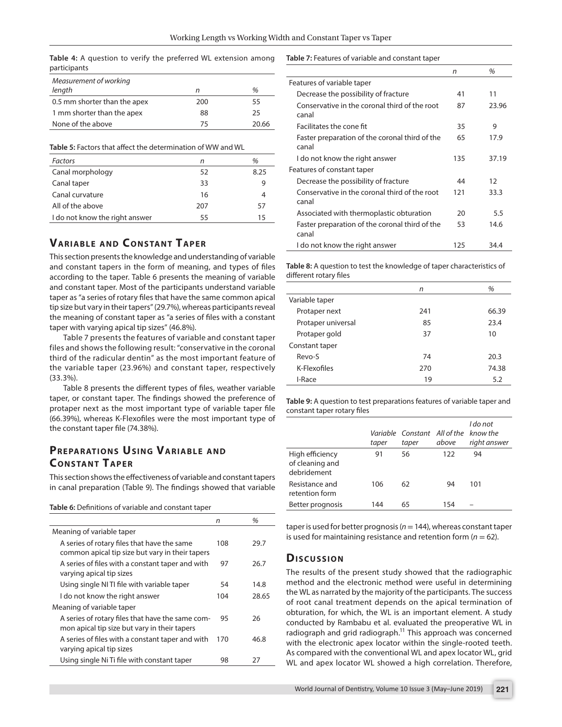**Table 4:** A question to verify the preferred WL extension among participants

| *Measurement of working length* | *n* | *%* |
|---|---|---|
| 0.5 mm shorter than the apex | 200 | 55 |
| 1 mm shorter than the apex | 88 | 25 |
| None of the above | 75 | 20.66 |

**Table 5:** Factors that affect the determination of WW and WL

| *Factors* | *n* | *%* |
|---|---|---|
| Canal morphology | 52 | 8.25 |
| Canal taper | 33 | 9 |
| Canal curvature | 16 | 4 |
| All of the above | 207 | 57 |
| I do not know the right answer | 55 | 15 |

## Variable and Constant Taper

This section presents the knowledge and understanding of variable and constant tapers in the form of meaning, and types of files according to the taper. Table 6 presents the meaning of variable and constant taper. Most of the participants understand variable taper as "a series of rotary files that have the same common apical tip size but vary in their tapers" (29.7%), whereas participants reveal the meaning of constant taper as "a series of files with a constant taper with varying apical tip sizes" (46.8%).

Table 7 presents the features of variable and constant taper files and shows the following result: "conservative in the coronal third of the radicular dentin" as the most important feature of the variable taper (23.96%) and constant taper, respectively (33.3%).

Table 8 presents the different types of files, weather variable taper, or constant taper. The findings showed the preference of protaper next as the most important type of variable taper file (66.39%), whereas K-Flexofiles were the most important type of the constant taper file (74.38%).

## Preparations Using Variable and Constant Taper

This section shows the effectiveness of variable and constant tapers in canal preparation (Table 9). The findings showed that variable taper is used for better prognosis ($n = 144$), whereas constant taper is used for maintaining resistance and retention form ($n = 62$).

**Table 6:** Definitions of variable and constant taper

| | *n* | *%* |
|---|---|---|
| Meaning of variable taper | | |
| A series of rotary files that have the same common apical tip size but vary in their tapers | 108 | 29.7 |
| A series of files with a constant taper and with varying apical tip sizes | 97 | 26.7 |
| Using single NI TI file with variable taper | 54 | 14.8 |
| I do not know the right answer | 104 | 28.65 |
| Meaning of variable taper | | |
| A series of rotary files that have the same common apical tip size but vary in their tapers | 95 | 26 |
| A series of files with a constant taper and with varying apical tip sizes | 170 | 46.8 |
| Using single Ni Ti file with constant taper | 98 | 27 |

**Table 7:** Features of variable and constant taper

| | *n* | *%* |
|---|---|---|
| Features of variable taper | | |
| Decrease the possibility of fracture | 41 | 11 |
| Conservative in the coronal third of the root canal | 87 | 23.96 |
| Facilitates the cone fit | 35 | 9 |
| Faster preparation of the coronal third of the canal | 65 | 17.9 |
| I do not know the right answer | 135 | 37.19 |
| Features of constant taper | | |
| Decrease the possibility of fracture | 44 | 12 |
| Conservative in the coronal third of the root canal | 121 | 33.3 |
| Associated with thermoplastic obturation | 20 | 5.5 |
| Faster preparation of the coronal third of the canal | 53 | 14.6 |
| I do not know the right answer | 125 | 34.4 |

**Table 8:** A question to test the knowledge of taper characteristics of different rotary files

| | *n* | *%* |
|---|---|---|
| Variable taper | | |
| Protaper next | 241 | 66.39 |
| Protaper universal | 85 | 23.4 |
| Protaper gold | 37 | 10 |
| Constant taper | | |
| Revo-S | 74 | 20.3 |
| K-Flexofiles | 270 | 74.38 |
| I-Race | 19 | 5.2 |

**Table 9:** A question to test preparations features of variable taper and constant taper rotary files

| | *Variable taper* | *Constant taper* | *All of the above* | *I do not know the right answer* |
|---|---|---|---|---|
| High efficiency of cleaning and debridement | 91 | 56 | 122 | 94 |
| Resistance and retention form | 106 | 62 | 94 | 101 |
| Better prognosis | 144 | 65 | 154 | – |

## Discussion

The results of the present study showed that the radiographic method and the electronic method were useful in determining the WL as narrated by the majority of the participants. The success of root canal treatment depends on the apical termination of obturation, for which, the WL is an important element. A study conducted by Rambabu et al. evaluated the preoperative WL in radiograph and grid radiograph.[11] This approach was concerned with the electronic apex locator within the single-rooted teeth. As compared with the conventional WL and apex locator WL, grid WL and apex locator WL showed a high correlation. Therefore,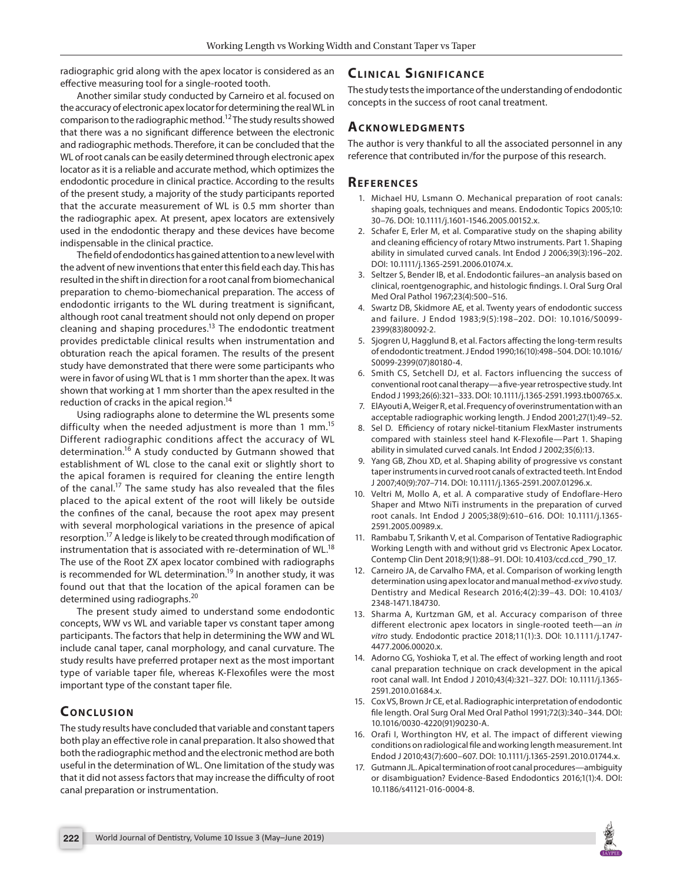radiographic grid along with the apex locator is considered as an effective measuring tool for a single-rooted tooth.

Another similar study conducted by Carneiro et al. focused on the accuracy of electronic apex locator for determining the real WL in comparison to the radiographic method.[12] The study results showed that there was a no significant difference between the electronic and radiographic methods. Therefore, it can be concluded that the WL of root canals can be easily determined through electronic apex locator as it is a reliable and accurate method, which optimizes the endodontic procedure in clinical practice. According to the results of the present study, a majority of the study participants reported that the accurate measurement of WL is 0.5 mm shorter than the radiographic apex. At present, apex locators are extensively used in the endodontic therapy and these devices have become indispensable in the clinical practice.

The field of endodontics has gained attention to a new level with the advent of new inventions that enter this field each day. This has resulted in the shift in direction for a root canal from biomechanical preparation to chemo-biomechanical preparation. The access of endodontic irrigants to the WL during treatment is significant, although root canal treatment should not only depend on proper cleaning and shaping procedures.[13] The endodontic treatment provides predictable clinical results when instrumentation and obturation reach the apical foramen. The results of the present study have demonstrated that there were some participants who were in favor of using WL that is 1 mm shorter than the apex. It was shown that working at 1 mm shorter than the apex resulted in the reduction of cracks in the apical region.[14]

Using radiographs alone to determine the WL presents some difficulty when the needed adjustment is more than 1 mm.[15] Different radiographic conditions affect the accuracy of WL determination.[16] A study conducted by Gutmann showed that establishment of WL close to the canal exit or slightly short to the apical foramen is required for cleaning the entire length of the canal.[17] The same study has also revealed that the files placed to the apical extent of the root will likely be outside the confines of the canal, because the root apex may present with several morphological variations in the presence of apical resorption.[17] A ledge is likely to be created through modification of instrumentation that is associated with re-determination of WL.[18] The use of the Root ZX apex locator combined with radiographs is recommended for WL determination.[19] In another study, it was found out that that the location of the apical foramen can be determined using radiographs.[20]

The present study aimed to understand some endodontic concepts, WW vs WL and variable taper vs constant taper among participants. The factors that help in determining the WW and WL include canal taper, canal morphology, and canal curvature. The study results have preferred protaper next as the most important type of variable taper file, whereas K-Flexofiles were the most important type of the constant taper file.

## Conclusion

The study results have concluded that variable and constant tapers both play an effective role in canal preparation. It also showed that both the radiographic method and the electronic method are both useful in the determination of WL. One limitation of the study was that it did not assess factors that may increase the difficulty of root canal preparation or instrumentation.

## Clinical Significance

The study tests the importance of the understanding of endodontic concepts in the success of root canal treatment.

## Acknowledgments

The author is very thankful to all the associated personnel in any reference that contributed in/for the purpose of this research.

## References

1. Michael HU, Lsmann O. Mechanical preparation of root canals: shaping goals, techniques and means. Endodontic Topics 2005;10: 30–76. DOI: 10.1111/j.1601-1546.2005.00152.x.
2. Schafer E, Erler M, et al. Comparative study on the shaping ability and cleaning efficiency of rotary Mtwo instruments. Part 1. Shaping ability in simulated curved canals. Int Endod J 2006;39(3):196–202. DOI: 10.1111/j.1365-2591.2006.01074.x.
3. Seltzer S, Bender IB, et al. Endodontic failures–an analysis based on clinical, roentgenographic, and histologic findings. I. Oral Surg Oral Med Oral Pathol 1967;23(4):500–516.
4. Swartz DB, Skidmore AE, et al. Twenty years of endodontic success and failure. J Endod 1983;9(5):198–202. DOI: 10.1016/S0099-2399(83)80092-2.
5. Sjogren U, Hagglund B, et al. Factors affecting the long-term results of endodontic treatment. J Endod 1990;16(10):498–504. DOI: 10.1016/S0099-2399(07)80180-4.
6. Smith CS, Setchell DJ, et al. Factors influencing the success of conventional root canal therapy—a five-year retrospective study. Int Endod J 1993;26(6):321–333. DOI: 10.1111/j.1365-2591.1993.tb00765.x.
7. ElAyouti A, Weiger R, et al. Frequency of overinstrumentation with an acceptable radiographic working length. J Endod 2001;27(1):49–52.
8. Sel D. Efficiency of rotary nickel-titanium FlexMaster instruments compared with stainless steel hand K-Flexofile—Part 1. Shaping ability in simulated curved canals. Int Endod J 2002;35(6):13.
9. Yang GB, Zhou XD, et al. Shaping ability of progressive vs constant taper instruments in curved root canals of extracted teeth. Int Endod J 2007;40(9):707–714. DOI: 10.1111/j.1365-2591.2007.01296.x.
10. Veltri M, Mollo A, et al. A comparative study of Endoflare-Hero Shaper and Mtwo NiTi instruments in the preparation of curved root canals. Int Endod J 2005;38(9):610–616. DOI: 10.1111/j.1365-2591.2005.00989.x.
11. Rambabu T, Srikanth V, et al. Comparison of Tentative Radiographic Working Length with and without grid vs Electronic Apex Locator. Contemp Clin Dent 2018;9(1):88–91. DOI: 10.4103/ccd.ccd_790_17.
12. Carneiro JA, de Carvalho FMA, et al. Comparison of working length determination using apex locator and manual method-*ex vivo* study. Dentistry and Medical Research 2016;4(2):39–43. DOI: 10.4103/2348-1471.184730.
13. Sharma A, Kurtzman GM, et al. Accuracy comparison of three different electronic apex locators in single-rooted teeth—an *in vitro* study. Endodontic practice 2018;11(1):3. DOI: 10.1111/j.1747-4477.2006.00020.x.
14. Adorno CG, Yoshioka T, et al. The effect of working length and root canal preparation technique on crack development in the apical root canal wall. Int Endod J 2010;43(4):321–327. DOI: 10.1111/j.1365-2591.2010.01684.x.
15. Cox VS, Brown Jr CE, et al. Radiographic interpretation of endodontic file length. Oral Surg Oral Med Oral Pathol 1991;72(3):340–344. DOI: 10.1016/0030-4220(91)90230-A.
16. Orafi I, Worthington HV, et al. The impact of different viewing conditions on radiological file and working length measurement. Int Endod J 2010;43(7):600–607. DOI: 10.1111/j.1365-2591.2010.01744.x.
17. Gutmann JL. Apical termination of root canal procedures—ambiguity or disambiguation? Evidence-Based Endodontics 2016;1(1):4. DOI: 10.1186/s41121-016-0004-8.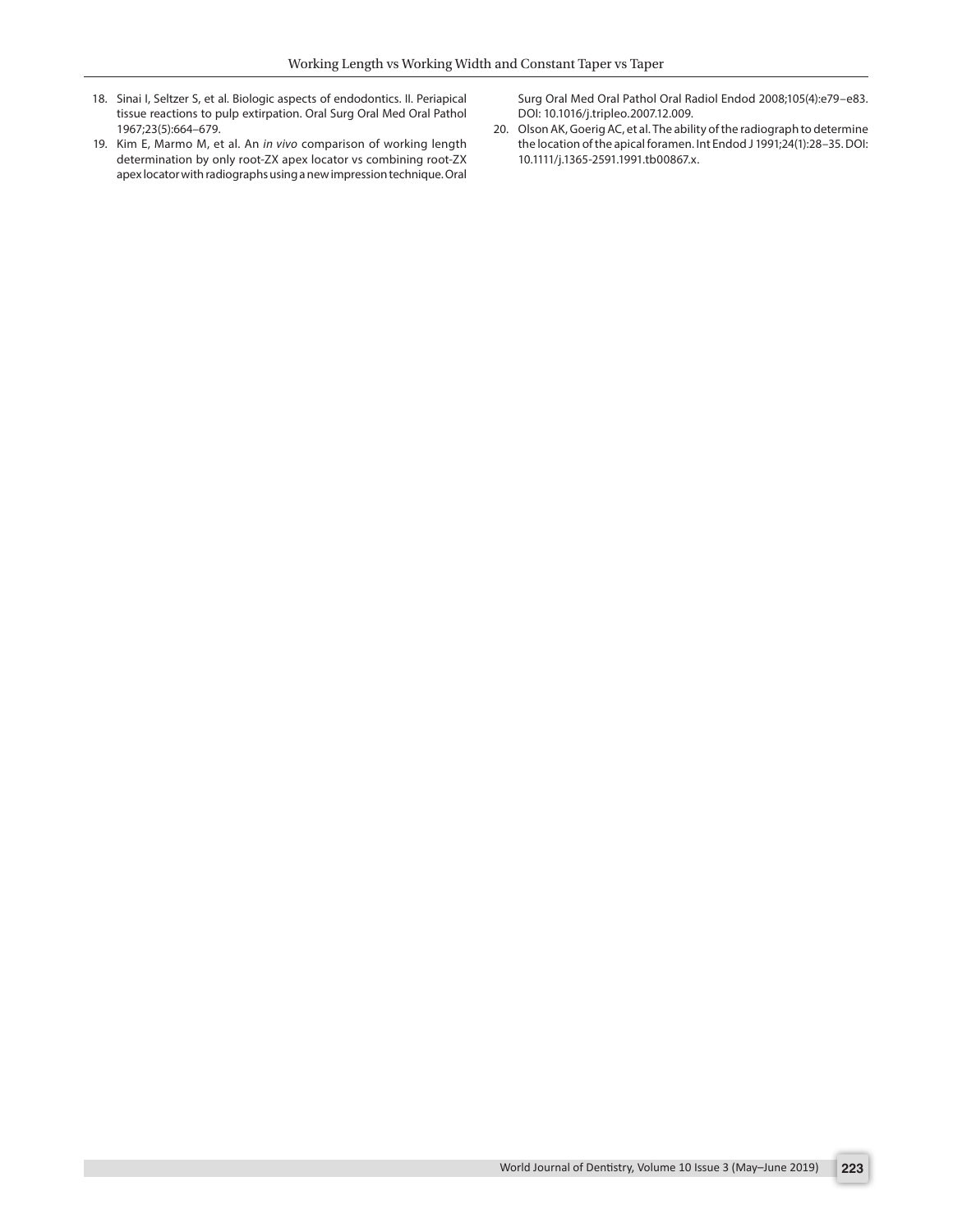18. Sinai I, Seltzer S, et al. Biologic aspects of endodontics. II. Periapical tissue reactions to pulp extirpation. Oral Surg Oral Med Oral Pathol 1967;23(5):664–679.
19. Kim E, Marmo M, et al. An *in vivo* comparison of working length determination by only root-ZX apex locator vs combining root-ZX apex locator with radiographs using a new impression technique. Oral Surg Oral Med Oral Pathol Oral Radiol Endod 2008;105(4):e79–e83. DOI: 10.1016/j.tripleo.2007.12.009.
20. Olson AK, Goerig AC, et al. The ability of the radiograph to determine the location of the apical foramen. Int Endod J 1991;24(1):28–35. DOI: 10.1111/j.1365-2591.1991.tb00867.x.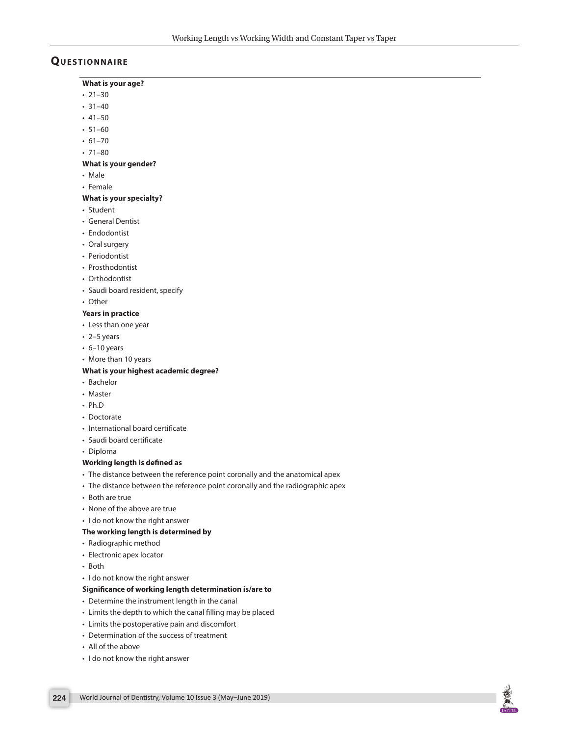## Questionnaire

**What is your age?**

- 21–30
- 31–40
- 41–50
- 51–60
- 61–70
- 71–80

**What is your gender?**

- Male
- Female

**What is your specialty?**

- Student
- General Dentist
- Endodontist
- Oral surgery
- Periodontist
- Prosthodontist
- Orthodontist
- Saudi board resident, specify
- Other

**Years in practice**

- Less than one year
- 2–5 years
- 6–10 years
- More than 10 years

**What is your highest academic degree?**

- Bachelor
- Master
- Ph.D
- Doctorate
- International board certificate
- Saudi board certificate
- Diploma

**Working length is defined as**

- The distance between the reference point coronally and the anatomical apex
- The distance between the reference point coronally and the radiographic apex
- Both are true
- None of the above are true
- I do not know the right answer

**The working length is determined by**

- Radiographic method
- Electronic apex locator
- Both
- I do not know the right answer

**Significance of working length determination is/are to**

- Determine the instrument length in the canal
- Limits the depth to which the canal filling may be placed
- Limits the postoperative pain and discomfort
- Determination of the success of treatment
- All of the above
- I do not know the right answer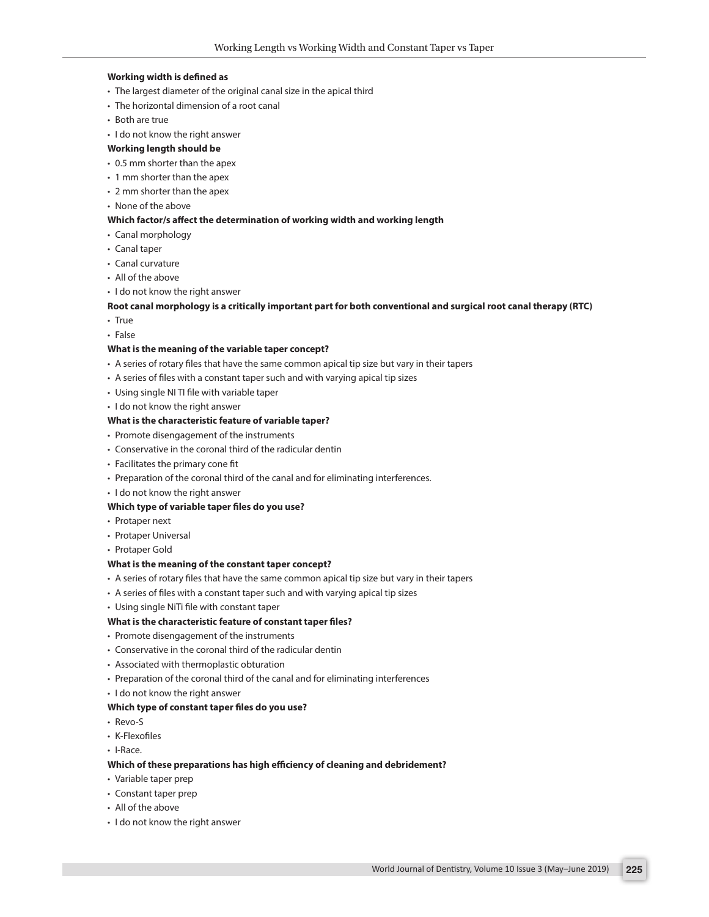**Working width is defined as**

- The largest diameter of the original canal size in the apical third
- The horizontal dimension of a root canal
- Both are true
- I do not know the right answer

**Working length should be**

- 0.5 mm shorter than the apex
- 1 mm shorter than the apex
- 2 mm shorter than the apex
- None of the above

**Which factor/s affect the determination of working width and working length**

- Canal morphology
- Canal taper
- Canal curvature
- All of the above
- I do not know the right answer

**Root canal morphology is a critically important part for both conventional and surgical root canal therapy (RTC)**

- True
- False

**What is the meaning of the variable taper concept?**

- A series of rotary files that have the same common apical tip size but vary in their tapers
- A series of files with a constant taper such and with varying apical tip sizes
- Using single NI TI file with variable taper
- I do not know the right answer

**What is the characteristic feature of variable taper?**

- Promote disengagement of the instruments
- Conservative in the coronal third of the radicular dentin
- Facilitates the primary cone fit
- Preparation of the coronal third of the canal and for eliminating interferences.
- I do not know the right answer

**Which type of variable taper files do you use?**

- Protaper next
- Protaper Universal
- Protaper Gold

**What is the meaning of the constant taper concept?**

- A series of rotary files that have the same common apical tip size but vary in their tapers
- A series of files with a constant taper such and with varying apical tip sizes
- Using single NiTi file with constant taper

**What is the characteristic feature of constant taper files?**

- Promote disengagement of the instruments
- Conservative in the coronal third of the radicular dentin
- Associated with thermoplastic obturation
- Preparation of the coronal third of the canal and for eliminating interferences
- I do not know the right answer

**Which type of constant taper files do you use?**

- Revo-S
- K-Flexofiles
- I-Race.

**Which of these preparations has high efficiency of cleaning and debridement?**

- Variable taper prep
- Constant taper prep
- All of the above
- I do not know the right answer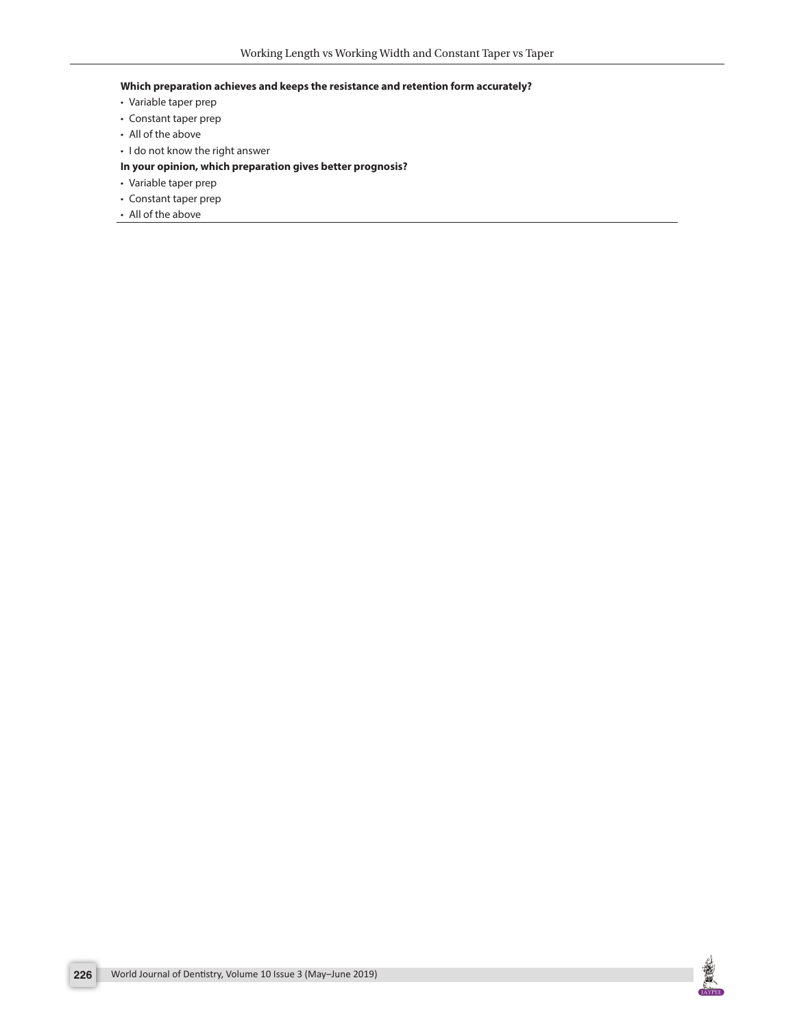**Which preparation achieves and keeps the resistance and retention form accurately?**

- Variable taper prep
- Constant taper prep
- All of the above
- I do not know the right answer

**In your opinion, which preparation gives better prognosis?**

- Variable taper prep
- Constant taper prep
- All of the above